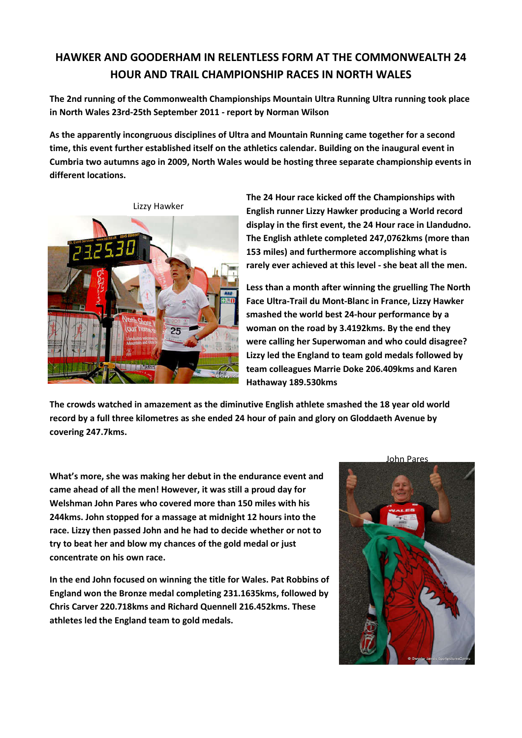# HAWKER AND GOODERHAM IN RELENTLESS FORM AT THE COMMONWEALTH 24 HOUR AND TRAIL CHAMPIONSHIP RACES IN NORTH WALES

**The 2nd running of the Commonwealth Championships Mountain Ultra Running Ultra running took place in North Wales 23rd-25th September 2011 - report by Norman Wilson**

**As the apparently incongruous disciplines of Ultra and Mountain Running came together for a second time, this event further established itself on the athletics calendar. Building on the inaugural event in Cumbria two autumns ago in 2009, North Wales would be hosting three separate championship events in different locations.**

Lizzy Hawker

**The 24 Hour race kicked off the Championships with English runner Lizzy Hawker producing a World record display in the first event, the 24 Hour race in Llandudno. The English athlete completed 247,0762kms (more than 153 miles) and furthermore accomplishing what is rarely ever achieved at this level - she beat all the men.**

**Less than a month after winning the gruelling The North Face Ultra-Trail du Mont-Blanc in France, Lizzy Hawker smashed the world best 24-hour performance by a woman on the road by 3.4192kms. By the end they were calling her Superwoman and who could disagree? Lizzy led the England to team gold medals followed by team colleagues Marrie Doke 206.409kms and Karen Hathaway 189.530kms**

**The crowds watched in amazement as the diminutive English athlete smashed the 18 year old world record by a full three kilometres as she ended 24 hour of pain and glory on Gloddaeth Avenue by covering 247.7kms.**

John Pares

**What's more, she was making her debut in the endurance event and came ahead of all the men! However, it was still a proud day for Welshman John Pares who covered more than 150 miles with his 244kms. John stopped for a massage at midnight 12 hours into the race. Lizzy then passed John and he had to decide whether or not to try to beat her and blow my chances of the gold medal or just concentrate on his own race.**

**In the end John focused on winning the title for Wales. Pat Robbins of England won the Bronze medal completing 231.1635kms, followed by Chris Carver 220.718kms and Richard Quennell 216.452kms. These athletes led the England team to gold medals.**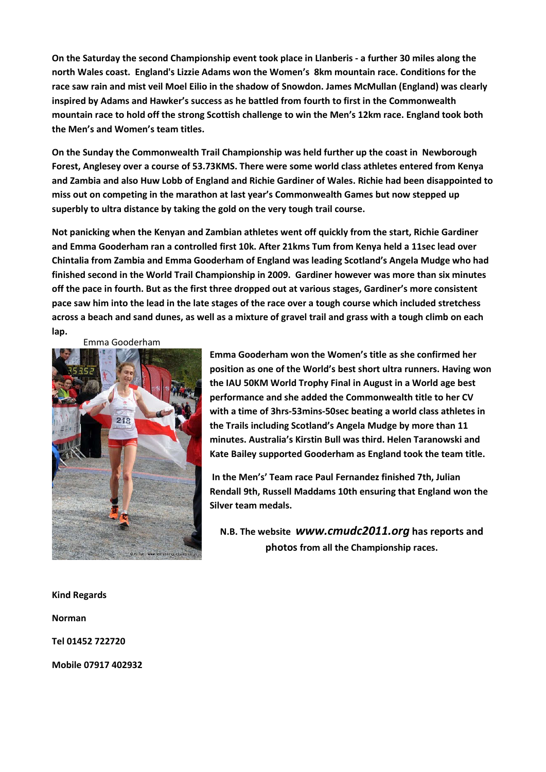**On the Saturday the second Championship event took place in Llanberis - a further 30 miles along the north Wales coast. England's Lizzie Adams won the Women's 8km mountain race. Conditions for the race saw rain and mist veil Moel Eilio in the shadow of Snowdon. James McMullan (England) was clearly inspired by Adams and Hawker's success as he battled from fourth to first in the Commonwealth mountain race to hold off the strong Scottish challenge to win the Men's 12km race. England took both the Men's and Women's team titles.**

**On the Sunday the Commonwealth Trail Championship was held further up the coast in Newborough Forest, Anglesey over a course of 53.73KMS. There were some world class athletes entered from Kenya and Zambia and also Huw Lobb of England and Richie Gardiner of Wales. Richie had been disappointed to miss out on competing in the marathon at last year's Commonwealth Games but now stepped up superbly to ultra distance by taking the gold on the very tough trail course.**

**Not panicking when the Kenyan and Zambian athletes went off quickly from the start, Richie Gardiner and Emma Gooderham ran a controlled first 10k. After 21kms Tum from Kenya held a 11sec lead over Chintalia from Zambia and Emma Gooderham of England was leading Scotland's Angela Mudge who had finished second in the World Trail Championship in 2009. Gardiner however was more than six minutes off the pace in fourth. But as the first three dropped out at various stages, Gardiner's more consistent pace saw him into the lead in the late stages of the race over a tough course which included stretchess across a beach and sand dunes, as well as a mixture of gravel trail and grass with a tough climb on each lap.**

Emma Gooderham

**Emma Gooderham won the Women's title as she confirmed her position as one of the World's best short ultra runners. Having won the IAU 50KM World Trophy Final in August in a World age best performance and she added the Commonwealth title to her CV with a time of 3hrs-53mins-50sec beating a world class athletes in the Trails including Scotland's Angela Mudge by more than 11 minutes. Australia's Kirstin Bull was third. Helen Taranowski and Kate Bailey supported Gooderham as England took the team title.**

**In the Men's' Team race Paul Fernandez finished 7th, Julian Rendall 9th, Russell Maddams 10th ensuring that England won the Silver team medals.**

**N.B. The website *www.cmudc2011.org* has reports and photos from all the Championship races.**

**Kind Regards**

**Norman**

**Tel 01452 722720**

**Mobile 07917 402932**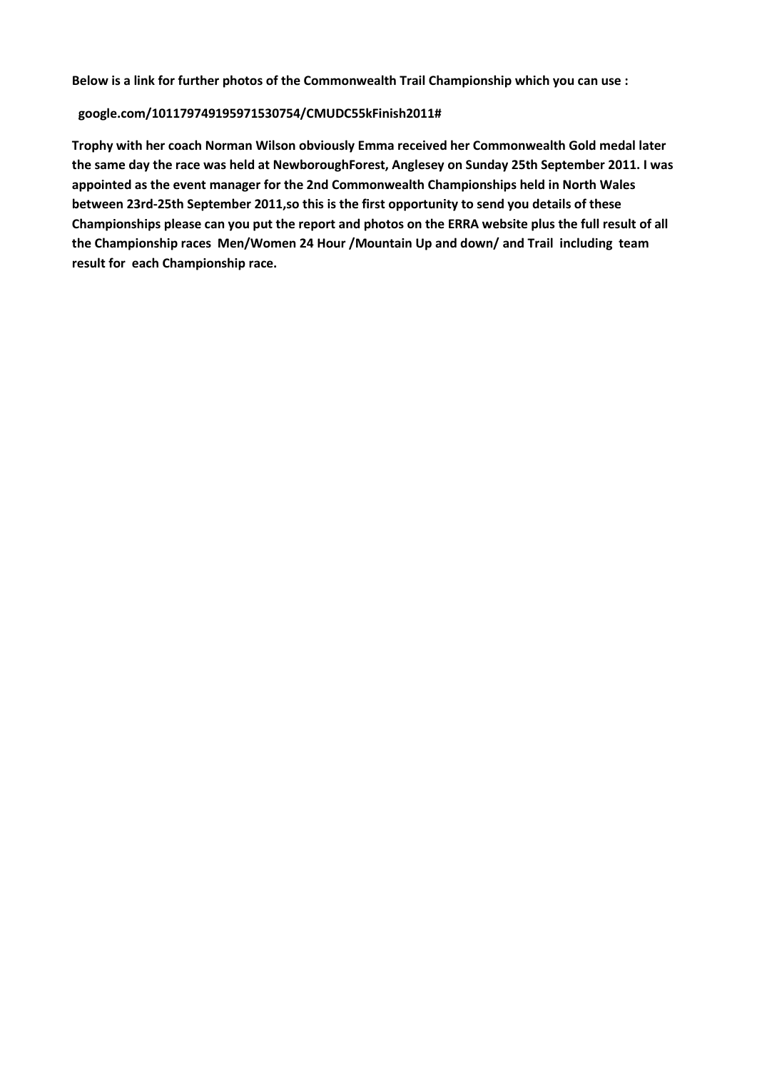**Below is a link for further photos of the Commonwealth Trail Championship which you can use :**

**google.com/101179749195971530754/CMUDC55kFinish2011#**

**Trophy with her coach Norman Wilson obviously Emma received her Commonwealth Gold medal later the same day the race was held at NewboroughForest, Anglesey on Sunday 25th September 2011. I was appointed as the event manager for the 2nd Commonwealth Championships held in North Wales between 23rd-25th September 2011,so this is the first opportunity to send you details of these Championships please can you put the report and photos on the ERRA website plus the full result of all the Championship races Men/Women 24 Hour /Mountain Up and down/ and Trail including team result for each Championship race.**